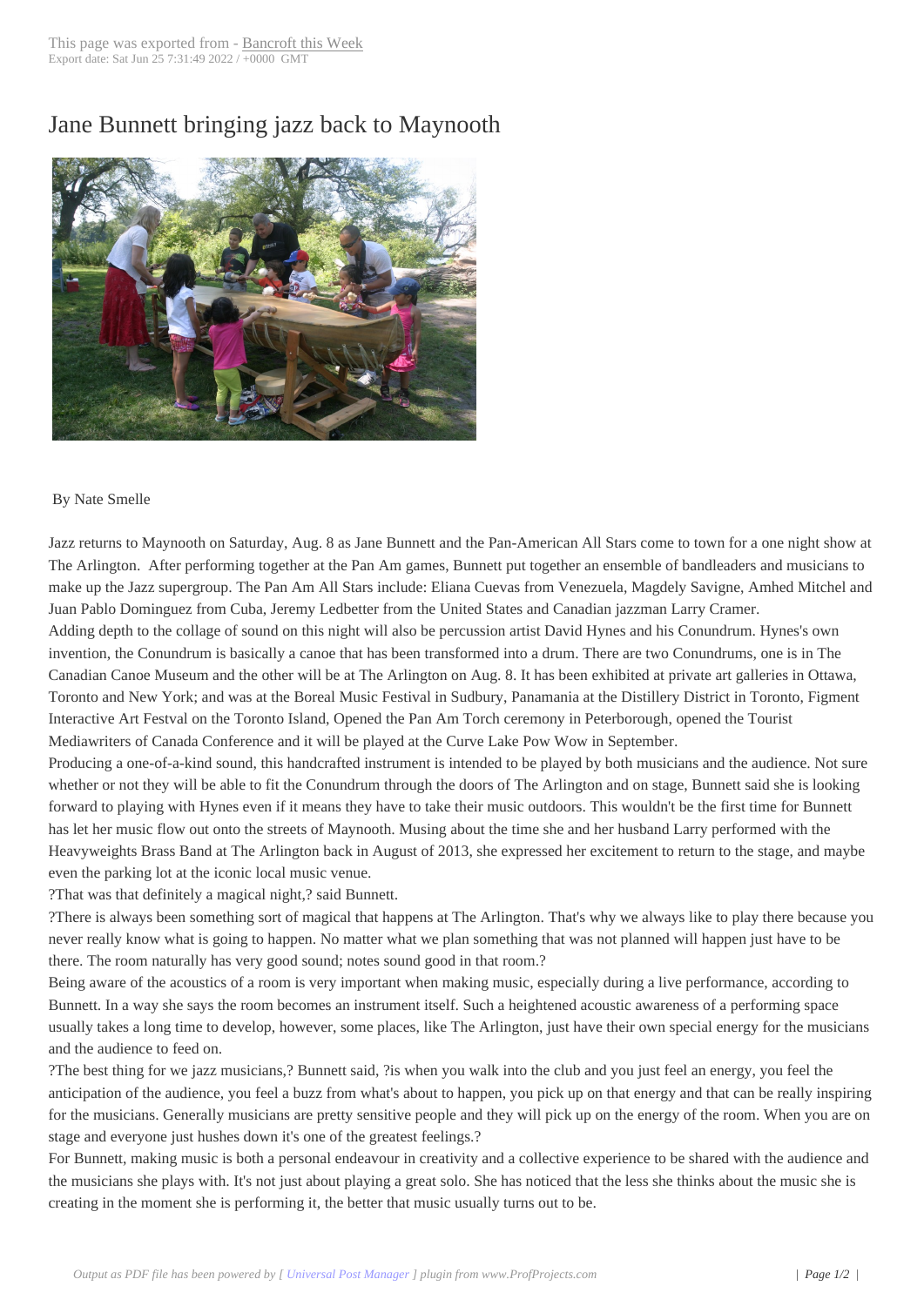# Jane Bunnett bringing jazz back to Maynooth

By Nate Smelle

Jazz returns to Maynooth on Saturday, Aug. 8 as Jane Bunnett and the Pan-American All Stars come to town for a one night show at The Arlington. After performing together at the Pan Am games, Bunnett put together an ensemble of bandleaders and musicians to make up the Jazz supergroup. The Pan Am All Stars include: Eliana Cuevas from Venezuela, Magdely Savigne, Amhed Mitchel and Juan Pablo Dominguez from Cuba, Jeremy Ledbetter from the United States and Canadian jazzman Larry Cramer.

Adding depth to the collage of sound on this night will also be percussion artist David Hynes and his Conundrum. Hynes's own invention, the Conundrum is basically a canoe that has been transformed into a drum. There are two Conundrums, one is in The Canadian Canoe Museum and the other will be at The Arlington on Aug. 8. It has been exhibited at private art galleries in Ottawa, Toronto and New York; and was at the Boreal Music Festival in Sudbury, Panamania at the Distillery District in Toronto, Figment Interactive Art Festval on the Toronto Island, Opened the Pan Am Torch ceremony in Peterborough, opened the Tourist Mediawriters of Canada Conference and it will be played at the Curve Lake Pow Wow in September.

Producing a one-of-a-kind sound, this handcrafted instrument is intended to be played by both musicians and the audience. Not sure whether or not they will be able to fit the Conundrum through the doors of The Arlington and on stage, Bunnett said she is looking forward to playing with Hynes even if it means they have to take their music outdoors. This wouldn't be the first time for Bunnett has let her music flow out onto the streets of Maynooth. Musing about the time she and her husband Larry performed with the Heavyweights Brass Band at The Arlington back in August of 2013, she expressed her excitement to return to the stage, and maybe even the parking lot at the iconic local music venue.

?That was that definitely a magical night,? said Bunnett.

?There is always been something sort of magical that happens at The Arlington. That's why we always like to play there because you never really know what is going to happen. No matter what we plan something that was not planned will happen just have to be there. The room naturally has very good sound; notes sound good in that room.?

Being aware of the acoustics of a room is very important when making music, especially during a live performance, according to Bunnett. In a way she says the room becomes an instrument itself. Such a heightened acoustic awareness of a performing space usually takes a long time to develop, however, some places, like The Arlington, just have their own special energy for the musicians and the audience to feed on.

?The best thing for we jazz musicians,? Bunnett said, ?is when you walk into the club and you just feel an energy, you feel the anticipation of the audience, you feel a buzz from what's about to happen, you pick up on that energy and that can be really inspiring for the musicians. Generally musicians are pretty sensitive people and they will pick up on the energy of the room. When you are on stage and everyone just hushes down it's one of the greatest feelings.?

For Bunnett, making music is both a personal endeavour in creativity and a collective experience to be shared with the audience and the musicians she plays with. It's not just about playing a great solo. She has noticed that the less she thinks about the music she is creating in the moment she is performing it, the better that music usually turns out to be.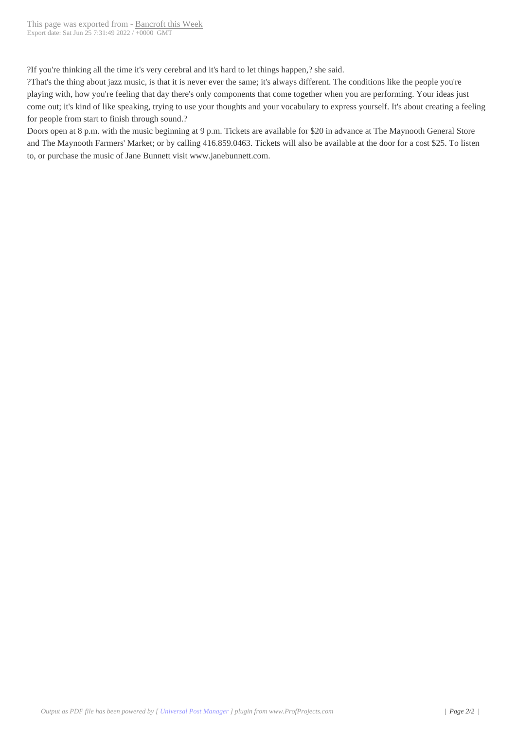?If you're thinking all the time it's very cerebral and it's hard to let things happen,? she said.

?That's the thing about jazz music, is that it is never ever the same; it's always different. The conditions like the people you're playing with, how you're feeling that day there's only components that come together when you are performing. Your ideas just come out; it's kind of like speaking, trying to use your thoughts and your vocabulary to express yourself. It's about creating a feeling for people from start to finish through sound.?

Doors open at 8 p.m. with the music beginning at 9 p.m. Tickets are available for $20 in advance at The Maynooth General Store and The Maynooth Farmers' Market; or by calling 416.859.0463. Tickets will also be available at the door for a cost $25. To listen to, or purchase the music of Jane Bunnett visit www.janebunnett.com.